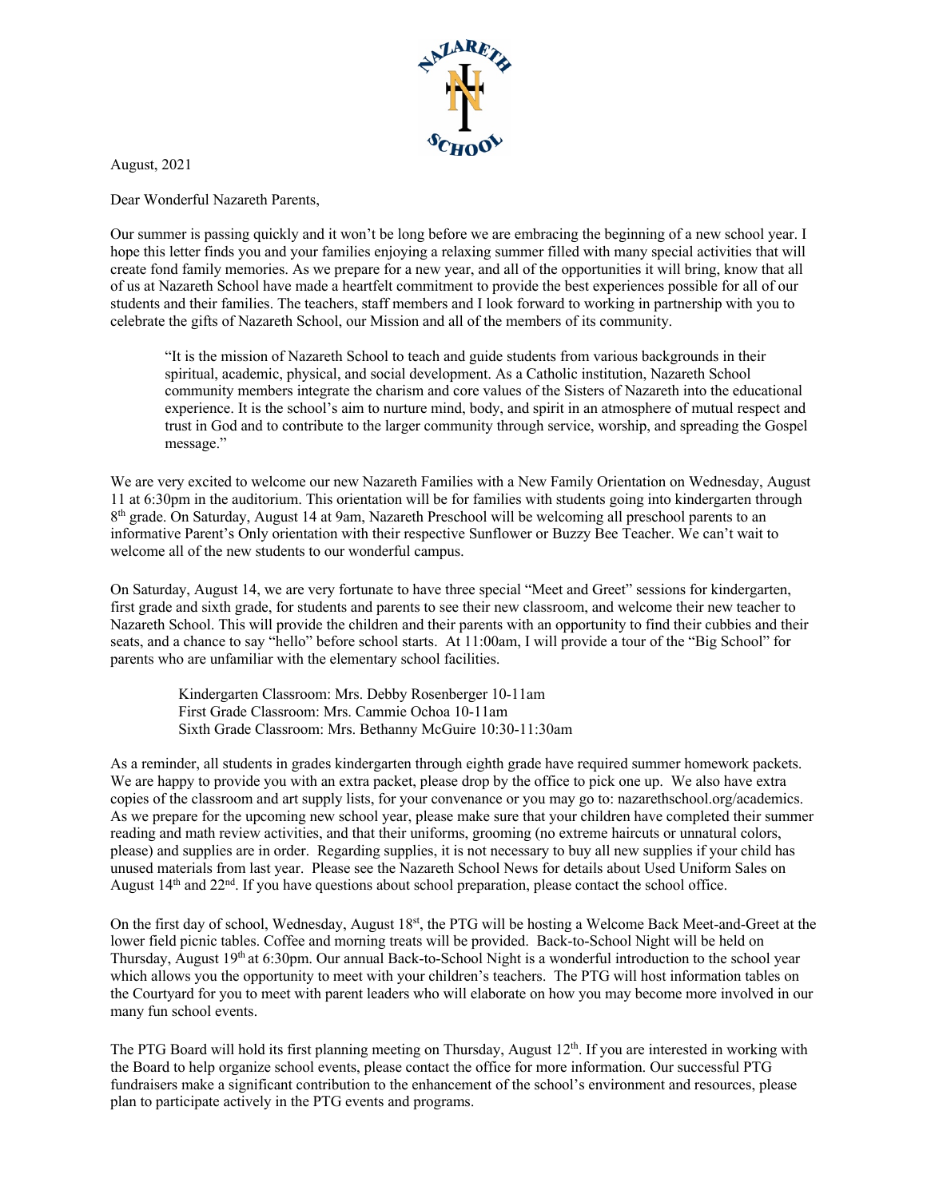August, 2021

Dear Wonderful Nazareth Parents,

Our summer is passing quickly and it won't be long before we are embracing the beginning of a new school year. I hope this letter finds you and your families enjoying a relaxing summer filled with many special activities that will create fond family memories. As we prepare for a new year, and all of the opportunities it will bring, know that all of us at Nazareth School have made a heartfelt commitment to provide the best experiences possible for all of our students and their families. The teachers, staff members and I look forward to working in partnership with you to celebrate the gifts of Nazareth School, our Mission and all of the members of its community.

> "It is the mission of Nazareth School to teach and guide students from various backgrounds in their spiritual, academic, physical, and social development. As a Catholic institution, Nazareth School community members integrate the charism and core values of the Sisters of Nazareth into the educational experience. It is the school's aim to nurture mind, body, and spirit in an atmosphere of mutual respect and trust in God and to contribute to the larger community through service, worship, and spreading the Gospel message."

We are very excited to welcome our new Nazareth Families with a New Family Orientation on Wednesday, August 11 at 6:30pm in the auditorium. This orientation will be for families with students going into kindergarten through 8th grade. On Saturday, August 14 at 9am, Nazareth Preschool will be welcoming all preschool parents to an informative Parent's Only orientation with their respective Sunflower or Buzzy Bee Teacher. We can't wait to welcome all of the new students to our wonderful campus.

On Saturday, August 14, we are very fortunate to have three special "Meet and Greet" sessions for kindergarten, first grade and sixth grade, for students and parents to see their new classroom, and welcome their new teacher to Nazareth School. This will provide the children and their parents with an opportunity to find their cubbies and their seats, and a chance to say "hello" before school starts. At 11:00am, I will provide a tour of the "Big School" for parents who are unfamiliar with the elementary school facilities.

> Kindergarten Classroom: Mrs. Debby Rosenberger 10-11am
> First Grade Classroom: Mrs. Cammie Ochoa 10-11am
> Sixth Grade Classroom: Mrs. Bethanny McGuire 10:30-11:30am

As a reminder, all students in grades kindergarten through eighth grade have required summer homework packets. We are happy to provide you with an extra packet, please drop by the office to pick one up. We also have extra copies of the classroom and art supply lists, for your convenance or you may go to: nazarethschool.org/academics. As we prepare for the upcoming new school year, please make sure that your children have completed their summer reading and math review activities, and that their uniforms, grooming (no extreme haircuts or unnatural colors, please) and supplies are in order. Regarding supplies, it is not necessary to buy all new supplies if your child has unused materials from last year. Please see the Nazareth School News for details about Used Uniform Sales on August 14th and 22nd. If you have questions about school preparation, please contact the school office.

On the first day of school, Wednesday, August 18st, the PTG will be hosting a Welcome Back Meet-and-Greet at the lower field picnic tables. Coffee and morning treats will be provided. Back-to-School Night will be held on Thursday, August 19th at 6:30pm. Our annual Back-to-School Night is a wonderful introduction to the school year which allows you the opportunity to meet with your children's teachers. The PTG will host information tables on the Courtyard for you to meet with parent leaders who will elaborate on how you may become more involved in our many fun school events.

The PTG Board will hold its first planning meeting on Thursday, August 12th. If you are interested in working with the Board to help organize school events, please contact the office for more information. Our successful PTG fundraisers make a significant contribution to the enhancement of the school's environment and resources, please plan to participate actively in the PTG events and programs.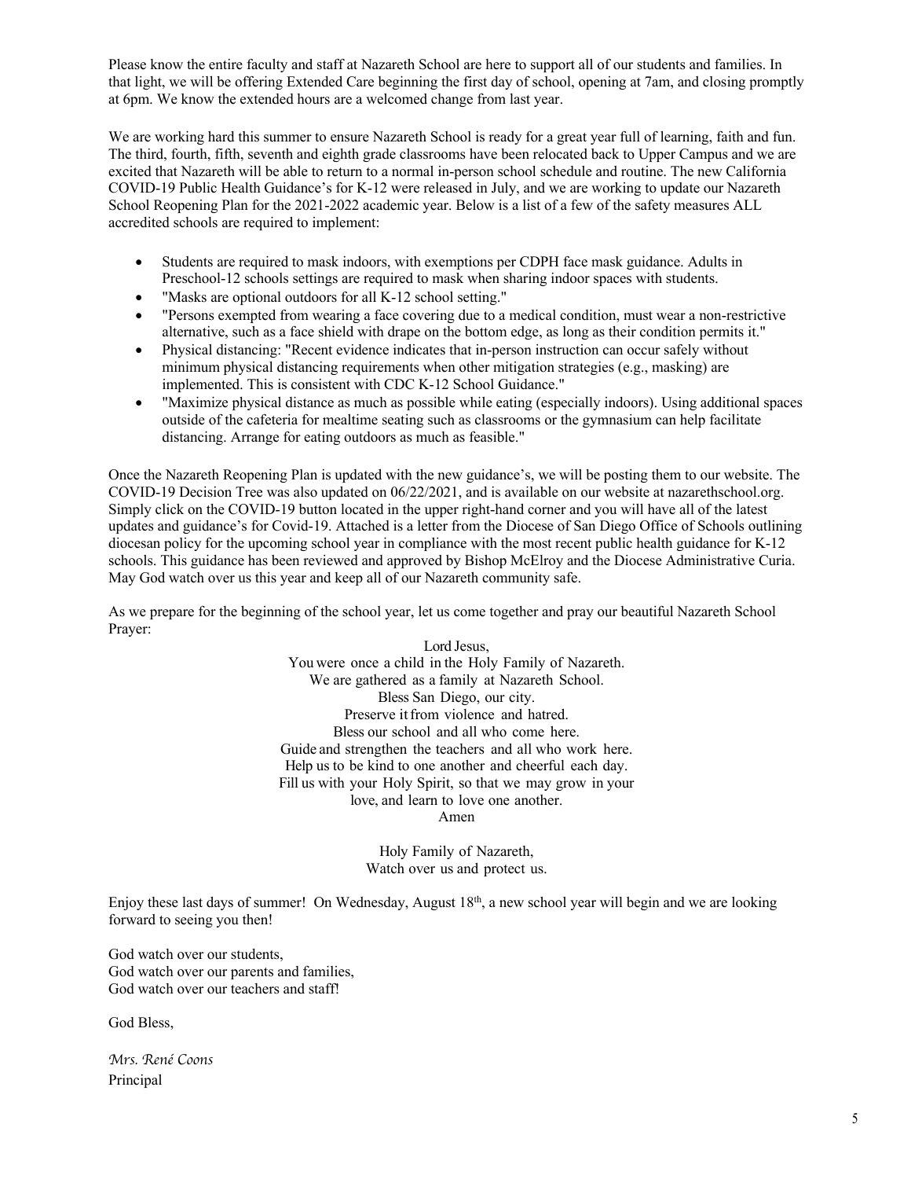Please know the entire faculty and staff at Nazareth School are here to support all of our students and families. In that light, we will be offering Extended Care beginning the first day of school, opening at 7am, and closing promptly at 6pm. We know the extended hours are a welcomed change from last year.

We are working hard this summer to ensure Nazareth School is ready for a great year full of learning, faith and fun. The third, fourth, fifth, seventh and eighth grade classrooms have been relocated back to Upper Campus and we are excited that Nazareth will be able to return to a normal in-person school schedule and routine. The new California COVID-19 Public Health Guidance's for K-12 were released in July, and we are working to update our Nazareth School Reopening Plan for the 2021-2022 academic year. Below is a list of a few of the safety measures ALL accredited schools are required to implement:

- Students are required to mask indoors, with exemptions per CDPH face mask guidance. Adults in Preschool-12 schools settings are required to mask when sharing indoor spaces with students.
- "Masks are optional outdoors for all K-12 school setting."
- "Persons exempted from wearing a face covering due to a medical condition, must wear a non-restrictive alternative, such as a face shield with drape on the bottom edge, as long as their condition permits it."
- Physical distancing: "Recent evidence indicates that in-person instruction can occur safely without minimum physical distancing requirements when other mitigation strategies (e.g., masking) are implemented. This is consistent with CDC K-12 School Guidance."
- "Maximize physical distance as much as possible while eating (especially indoors). Using additional spaces outside of the cafeteria for mealtime seating such as classrooms or the gymnasium can help facilitate distancing. Arrange for eating outdoors as much as feasible."

Once the Nazareth Reopening Plan is updated with the new guidance's, we will be posting them to our website. The COVID-19 Decision Tree was also updated on 06/22/2021, and is available on our website at nazarethschool.org. Simply click on the COVID-19 button located in the upper right-hand corner and you will have all of the latest updates and guidance's for Covid-19. Attached is a letter from the Diocese of San Diego Office of Schools outlining diocesan policy for the upcoming school year in compliance with the most recent public health guidance for K-12 schools. This guidance has been reviewed and approved by Bishop McElroy and the Diocese Administrative Curia. May God watch over us this year and keep all of our Nazareth community safe.

As we prepare for the beginning of the school year, let us come together and pray our beautiful Nazareth School Prayer:

Lord Jesus,
You were once a child in the Holy Family of Nazareth.
We are gathered as a family at Nazareth School.
Bless San Diego, our city.
Preserve it from violence and hatred.
Bless our school and all who come here.
Guide and strengthen the teachers and all who work here.
Help us to be kind to one another and cheerful each day.
Fill us with your Holy Spirit, so that we may grow in your love, and learn to love one another.
Amen

Holy Family of Nazareth,
Watch over us and protect us.

Enjoy these last days of summer! On Wednesday, August 18th, a new school year will begin and we are looking forward to seeing you then!

God watch over our students,
God watch over our parents and families,
God watch over our teachers and staff!

God Bless,

*Mrs. René Coons*
Principal